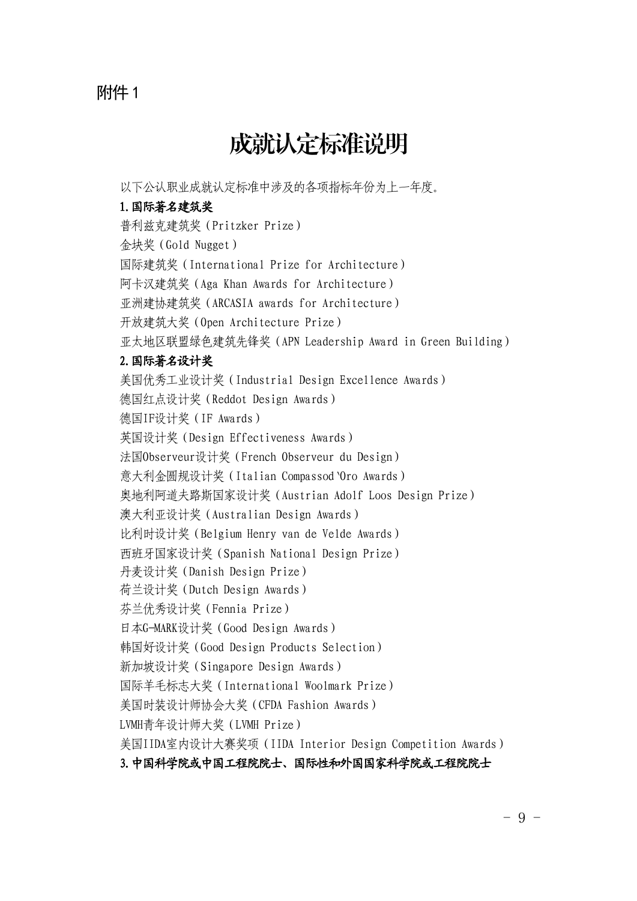附件 1

# 成就认定标准说明

以下公认职业成就认定标准中涉及的各项指标年份为上一年度。

**1.国际著名建筑奖**

普利兹克建筑奖（Pritzker Prize）

金块奖（Gold Nugget）

国际建筑奖（International Prize for Architecture）

阿卡汉建筑奖（Aga Khan Awards for Architecture）

亚洲建协建筑奖（ARCASIA awards for Architecture）

开放建筑大奖（Open Architecture Prize）

亚太地区联盟绿色建筑先锋奖（APN Leadership Award in Green Building）

**2.国际著名设计奖**

美国优秀工业设计奖（Industrial Design Excellence Awards）

德国红点设计奖（Reddot Design Awards）

德国IF设计奖（IF Awards）

英国设计奖（Design Effectiveness Awards）

法国Observeur设计奖（French Observeur du Design）

意大利金圆规设计奖（Italian Compassod`Oro Awards）

奥地利阿道夫路斯国家设计奖（Austrian Adolf Loos Design Prize）

澳大利亚设计奖（Australian Design Awards）

比利时设计奖（Belgium Henry van de Velde Awards）

西班牙国家设计奖（Spanish National Design Prize）

丹麦设计奖（Danish Design Prize）

荷兰设计奖（Dutch Design Awards）

芬兰优秀设计奖（Fennia Prize）

日本G-MARK设计奖（Good Design Awards）

韩国好设计奖（Good Design Products Selection）

新加坡设计奖（Singapore Design Awards）

国际羊毛标志大奖（International Woolmark Prize）

美国时装设计师协会大奖（CFDA Fashion Awards）

LVMH青年设计师大奖（LVMH Prize）

美国IIDA室内设计大赛奖项（IIDA Interior Design Competition Awards）

**3.中国科学院或中国工程院院士、国际性和外国国家科学院或工程院院士**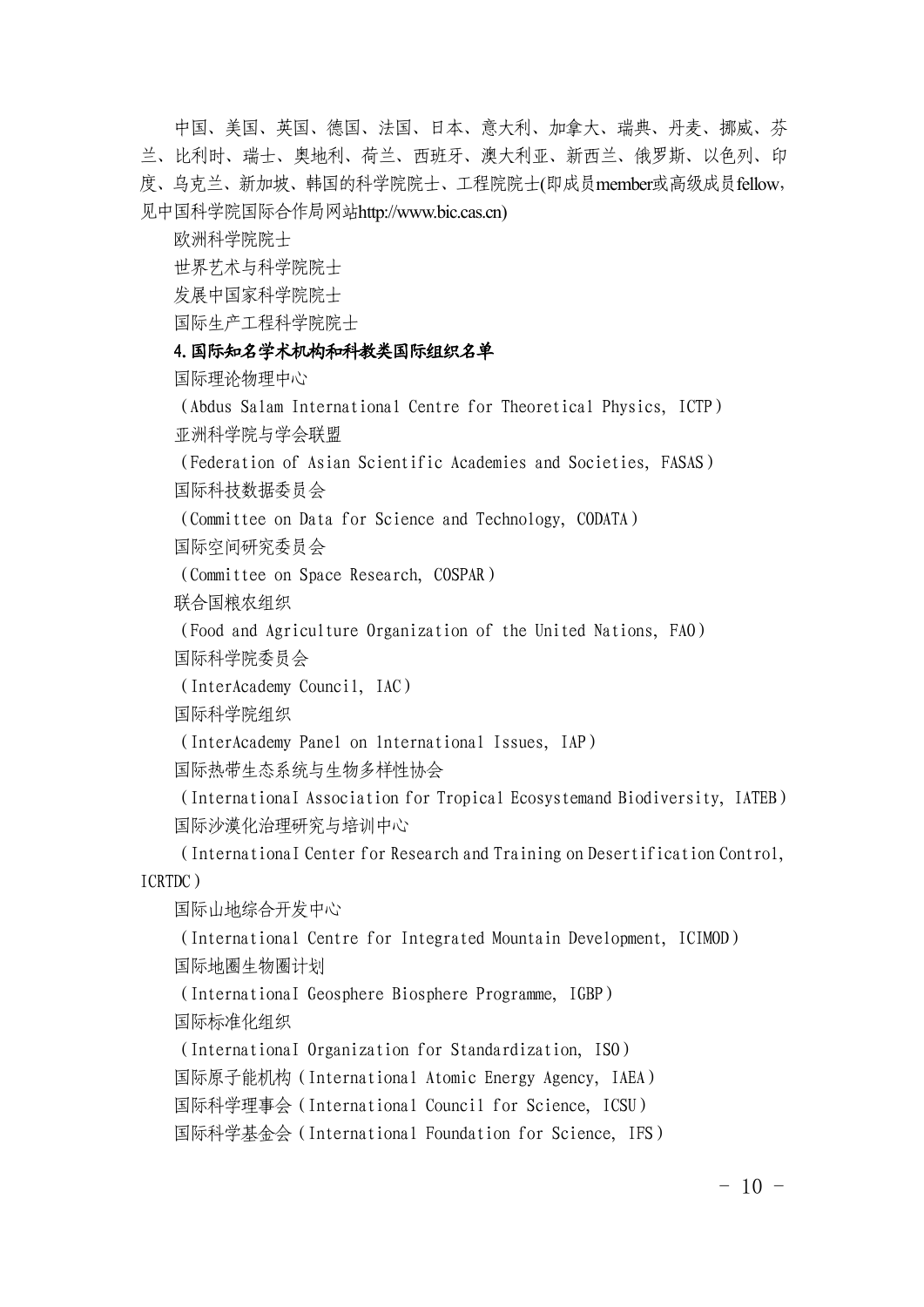中国、美国、英国、德国、法国、日本、意大利、加拿大、瑞典、丹麦、挪威、芬兰、比利时、瑞士、奥地利、荷兰、西班牙、澳大利亚、新西兰、俄罗斯、以色列、印度、乌克兰、新加坡、韩国的科学院院士、工程院院士(即成员member或高级成员fellow，见中国科学院国际合作局网站http://www.bic.cas.cn)

欧洲科学院院士

世界艺术与科学院院士

发展中国家科学院院士

国际生产工程科学院院士

**4.国际知名学术机构和科教类国际组织名单**

国际理论物理中心

（Abdus Salam International Centre for Theoretical Physics, ICTP）

亚洲科学院与学会联盟

（Federation of Asian Scientific Academies and Societies, FASAS）

国际科技数据委员会

（Committee on Data for Science and Technology, CODATA）

国际空间研究委员会

（Committee on Space Research, COSPAR）

联合国粮农组织

（Food and Agriculture Organization of the United Nations, FAO）

国际科学院委员会

（InterAcademy Council, IAC）

国际科学院组织

（InterAcademy Panel on International Issues, IAP）

国际热带生态系统与生物多样性协会

（International Association for Tropical Ecosystemand Biodiversity, IATEB）

国际沙漠化治理研究与培训中心

（International Center for Research and Training on Desertification Control, ICRTDC）

国际山地综合开发中心

（International Centre for Integrated Mountain Development, ICIMOD）

国际地圈生物圈计划

（International Geosphere Biosphere Programme, IGBP）

国际标准化组织

（International Organization for Standardization, ISO）

国际原子能机构（International Atomic Energy Agency, IAEA）

国际科学理事会（International Council for Science, ICSU）

国际科学基金会（International Foundation for Science, IFS）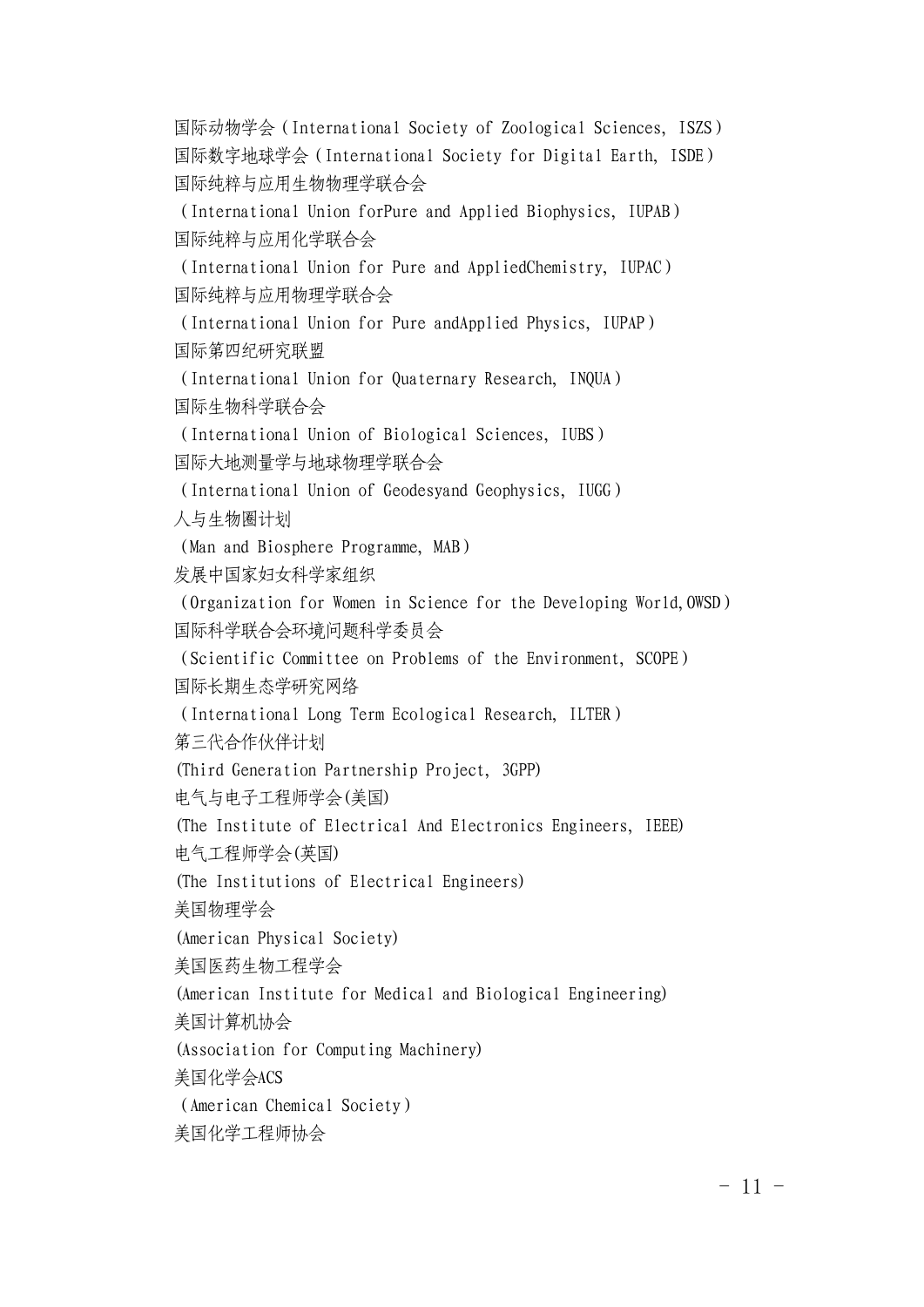国际动物学会（International Society of Zoological Sciences, ISZS）
国际数字地球学会（International Society for Digital Earth, ISDE）
国际纯粹与应用生物物理学联合会
（International Union forPure and Applied Biophysics, IUPAB）
国际纯粹与应用化学联合会
（International Union for Pure and AppliedChemistry, IUPAC）
国际纯粹与应用物理学联合会
（International Union for Pure andApplied Physics, IUPAP）
国际第四纪研究联盟
（International Union for Quaternary Research, INQUA）
国际生物科学联合会
（International Union of Biological Sciences, IUBS）
国际大地测量学与地球物理学联合会
（International Union of Geodesyand Geophysics, IUGG）
人与生物圈计划
（Man and Biosphere Programme, MAB）
发展中国家妇女科学家组织
（Organization for Women in Science for the Developing World,OWSD）
国际科学联合会环境问题科学委员会
（Scientific Committee on Problems of the Environment, SCOPE）
国际长期生态学研究网络
（International Long Term Ecological Research, ILTER）
第三代合作伙伴计划
(Third Generation Partnership Project, 3GPP)
电气与电子工程师学会(美国)
(The Institute of Electrical And Electronics Engineers, IEEE)
电气工程师学会(英国)
(The Institutions of Electrical Engineers)
美国物理学会
(American Physical Society)
美国医药生物工程学会
(American Institute for Medical and Biological Engineering)
美国计算机协会
(Association for Computing Machinery)
美国化学会ACS
（American Chemical Society）
美国化学工程师协会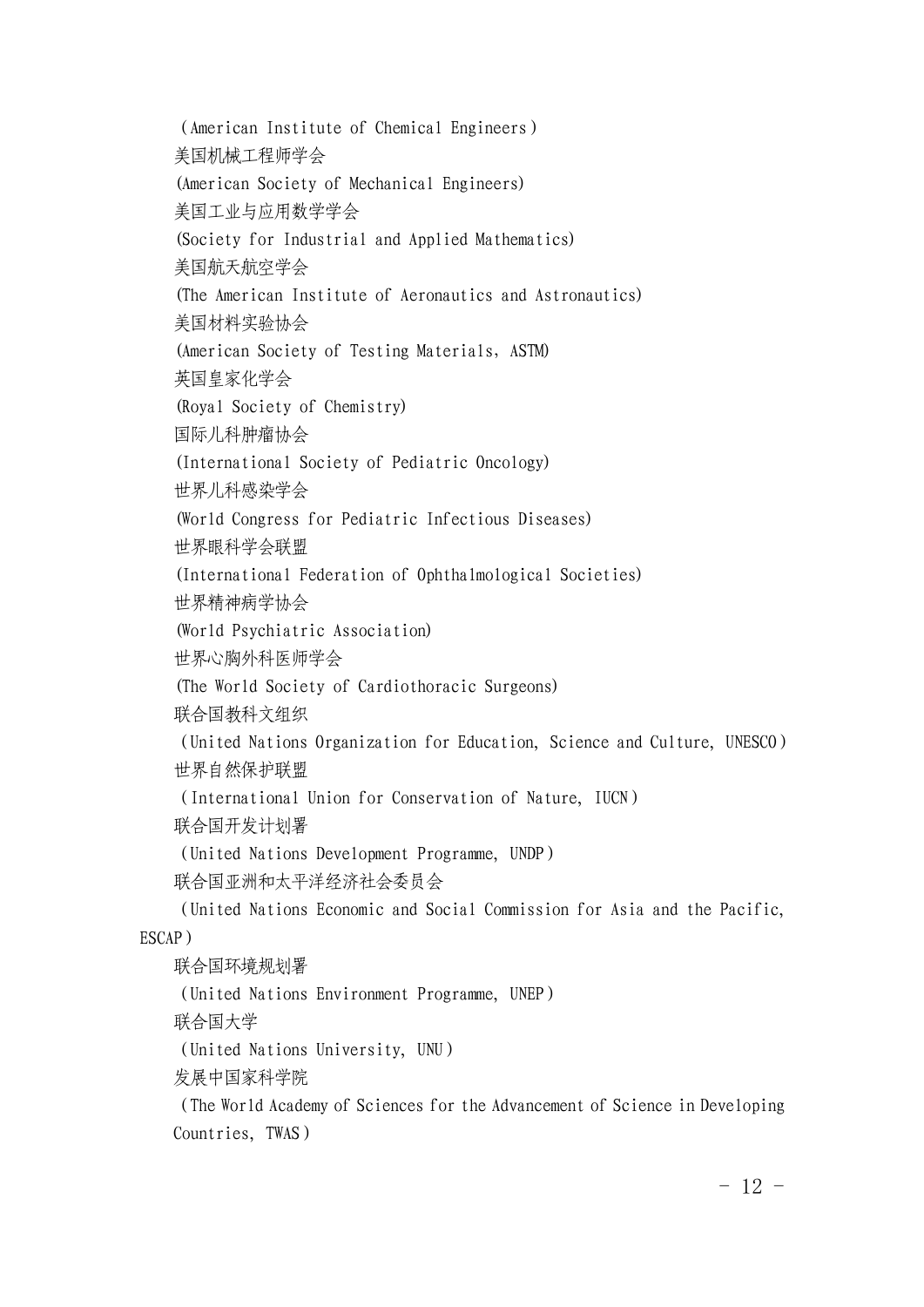（American Institute of Chemical Engineers）

美国机械工程师学会

(American Society of Mechanical Engineers)

美国工业与应用数学学会

(Society for Industrial and Applied Mathematics)

美国航天航空学会

(The American Institute of Aeronautics and Astronautics)

美国材料实验协会

(American Society of Testing Materials，ASTM)

英国皇家化学会

(Royal Society of Chemistry)

国际儿科肿瘤协会

(International Society of Pediatric Oncology)

世界儿科感染学会

(World Congress for Pediatric Infectious Diseases)

世界眼科学会联盟

(International Federation of Ophthalmological Societies)

世界精神病学协会

(World Psychiatric Association)

世界心胸外科医师学会

(The World Society of Cardiothoracic Surgeons)

联合国教科文组织

（United Nations Organization for Education, Science and Culture, UNESCO）

世界自然保护联盟

（International Union for Conservation of Nature, IUCN）

联合国开发计划署

（United Nations Development Programme, UNDP）

联合国亚洲和太平洋经济社会委员会

（United Nations Economic and Social Commission for Asia and the Pacific, ESCAP）

联合国环境规划署

（United Nations Environment Programme, UNEP）

联合国大学

（United Nations University, UNU）

发展中国家科学院

（The World Academy of Sciences for the Advancement of Science in Developing Countries, TWAS）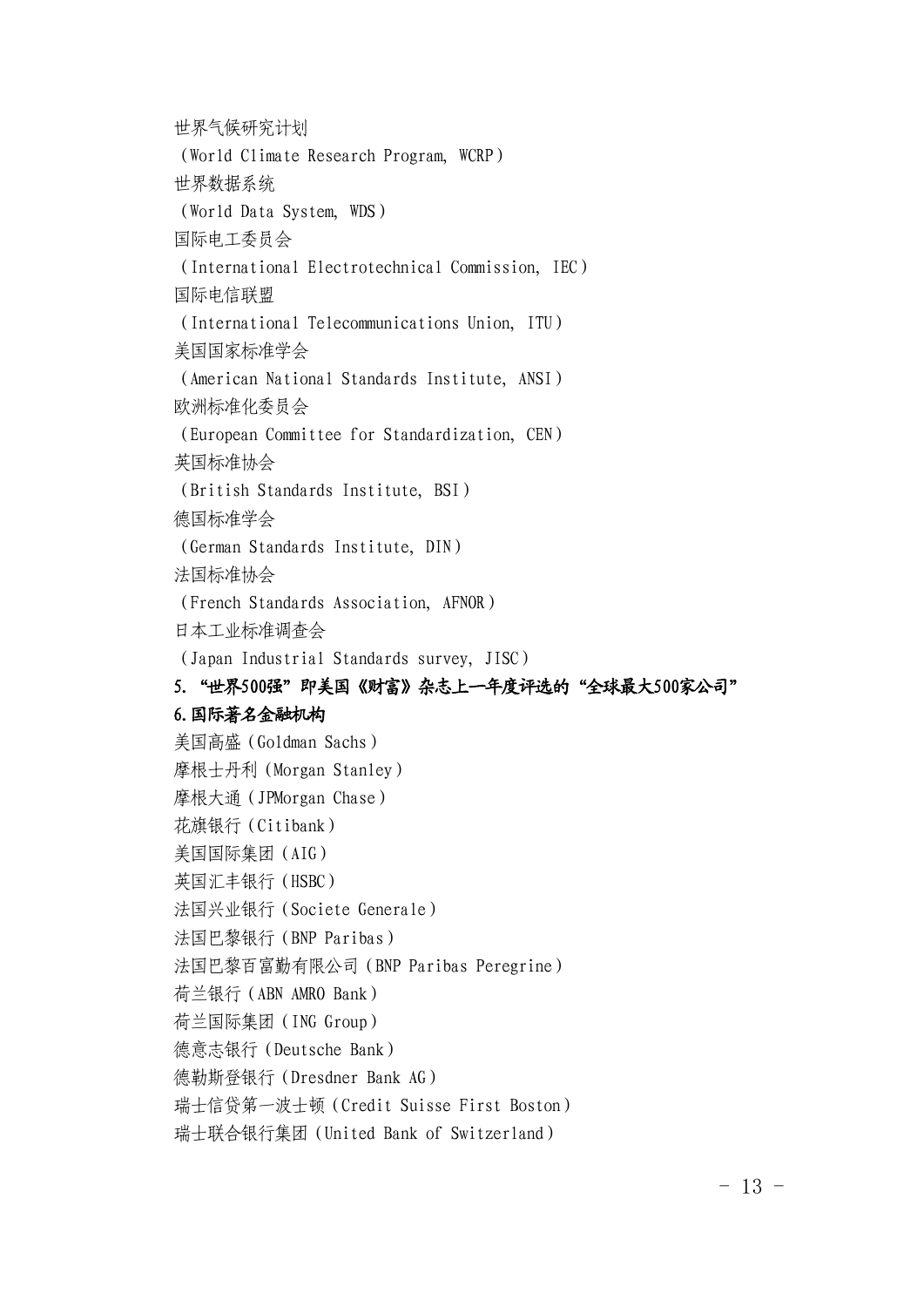世界气候研究计划

（World Climate Research Program, WCRP）

世界数据系统

（World Data System, WDS）

国际电工委员会

（International Electrotechnical Commission, IEC）

国际电信联盟

（International Telecommunications Union, ITU）

美国国家标准学会

（American National Standards Institute, ANSI）

欧洲标准化委员会

（European Committee for Standardization, CEN）

英国标准协会

（British Standards Institute, BSI）

德国标准学会

（German Standards Institute, DIN）

法国标准协会

（French Standards Association, AFNOR）

日本工业标准调查会

（Japan Industrial Standards survey, JISC）

**5. “世界500强”即美国《财富》杂志上一年度评选的“全球最大500家公司”**

**6.国际著名金融机构**

美国高盛（Goldman Sachs）

摩根士丹利（Morgan Stanley）

摩根大通（JPMorgan Chase）

花旗银行（Citibank）

美国国际集团（AIG）

英国汇丰银行（HSBC）

法国兴业银行（Societe Generale）

法国巴黎银行（BNP Paribas）

法国巴黎百富勤有限公司（BNP Paribas Peregrine）

荷兰银行（ABN AMRO Bank）

荷兰国际集团（ING Group）

德意志银行（Deutsche Bank）

德勒斯登银行（Dresdner Bank AG）

瑞士信贷第一波士顿（Credit Suisse First Boston）

瑞士联合银行集团（United Bank of Switzerland）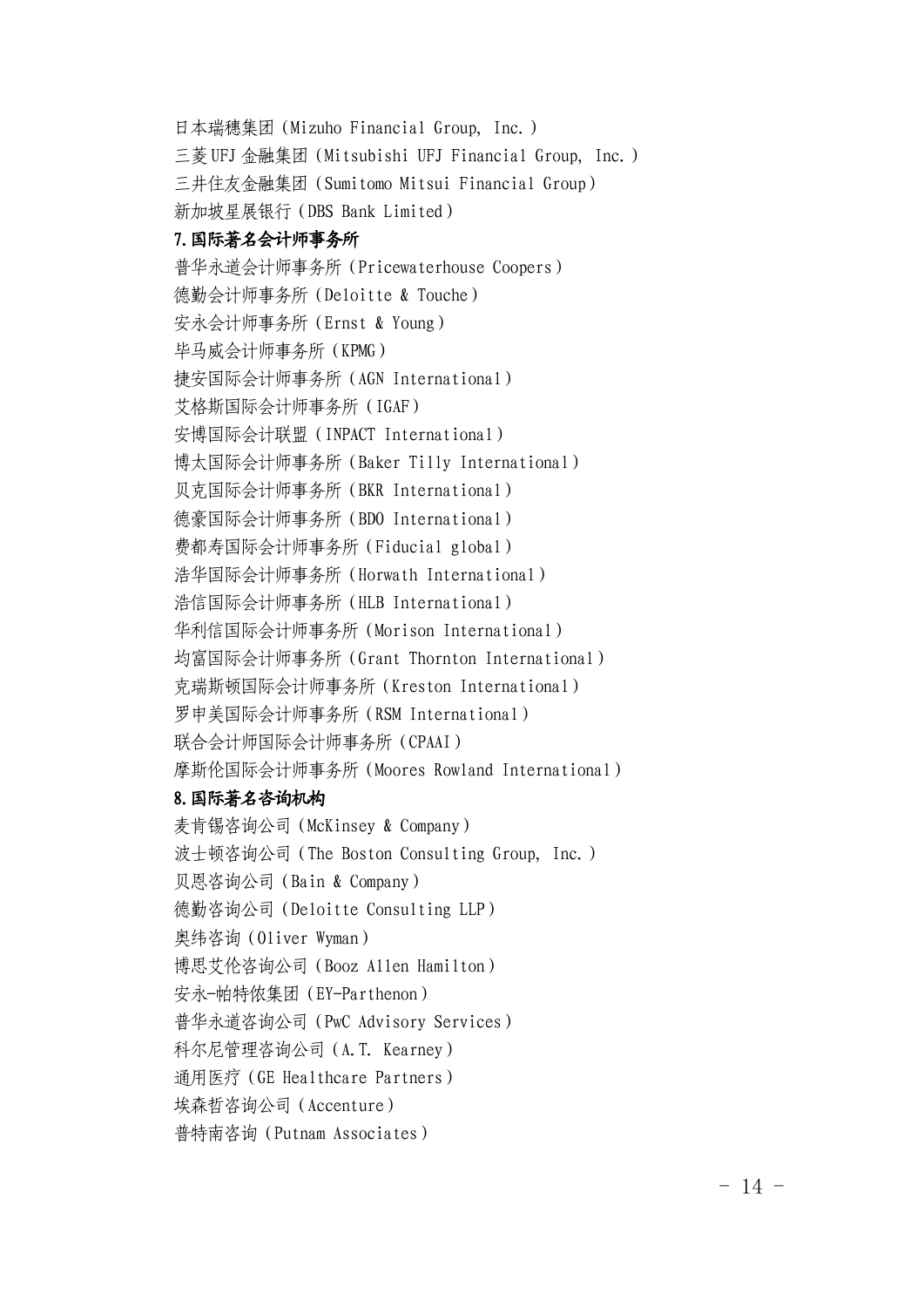日本瑞穗集团（Mizuho Financial Group, Inc.）
三菱UFJ金融集团（Mitsubishi UFJ Financial Group, Inc.）
三井住友金融集团（Sumitomo Mitsui Financial Group）
新加坡星展银行（DBS Bank Limited）

**7.国际著名会计师事务所**

普华永道会计师事务所（Pricewaterhouse Coopers）
德勤会计师事务所（Deloitte & Touche）
安永会计师事务所（Ernst & Young）
毕马威会计师事务所（KPMG）
捷安国际会计师事务所（AGN International）
艾格斯国际会计师事务所（IGAF）
安博国际会计联盟（INPACT International）
博太国际会计师事务所（Baker Tilly International）
贝克国际会计师事务所（BKR International）
德豪国际会计师事务所（BDO International）
费都寿国际会计师事务所（Fiducial global）
浩华国际会计师事务所（Horwath International）
浩信国际会计师事务所（HLB International）
华利信国际会计师事务所（Morison International）
均富国际会计师事务所（Grant Thornton International）
克瑞斯顿国际会计师事务所（Kreston International）
罗申美国际会计师事务所（RSM International）
联合会计师国际会计师事务所（CPAAI）
摩斯伦国际会计师事务所（Moores Rowland International）

**8.国际著名咨询机构**

麦肯锡咨询公司（McKinsey & Company）
波士顿咨询公司（The Boston Consulting Group, Inc.）
贝恩咨询公司（Bain & Company）
德勤咨询公司（Deloitte Consulting LLP）
奥纬咨询（Oliver Wyman）
博思艾伦咨询公司（Booz Allen Hamilton）
安永-帕特侬集团（EY-Parthenon）
普华永道咨询公司（PwC Advisory Services）
科尔尼管理咨询公司（A.T. Kearney）
通用医疗（GE Healthcare Partners）
埃森哲咨询公司（Accenture）
普特南咨询（Putnam Associates）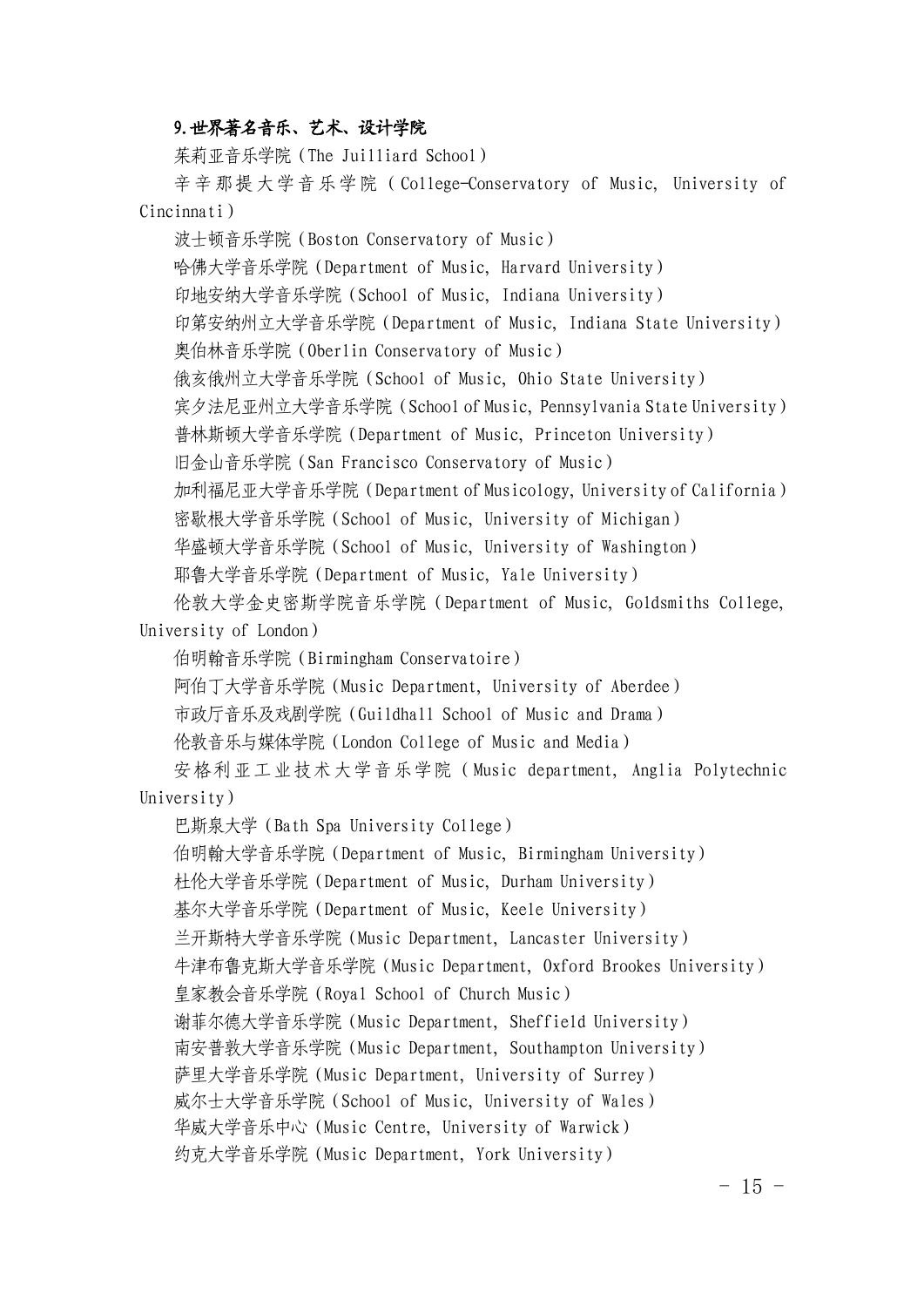**9.世界著名音乐、艺术、设计学院**

茱莉亚音乐学院（The Juilliard School）

辛辛那提大学音乐学院（College-Conservatory of Music, University of Cincinnati）

波士顿音乐学院（Boston Conservatory of Music）

哈佛大学音乐学院（Department of Music, Harvard University）

印地安纳大学音乐学院（School of Music, Indiana University）

印第安纳州立大学音乐学院（Department of Music, Indiana State University）

奥伯林音乐学院（Oberlin Conservatory of Music）

俄亥俄州立大学音乐学院（School of Music, Ohio State University）

宾夕法尼亚州立大学音乐学院（School of Music, Pennsylvania State University）

普林斯顿大学音乐学院（Department of Music, Princeton University）

旧金山音乐学院（San Francisco Conservatory of Music）

加利福尼亚大学音乐学院（Department of Musicology, University of California）

密歇根大学音乐学院（School of Music, University of Michigan）

华盛顿大学音乐学院（School of Music, University of Washington）

耶鲁大学音乐学院（Department of Music, Yale University）

伦敦大学金史密斯学院音乐学院（Department of Music, Goldsmiths College, University of London）

伯明翰音乐学院（Birmingham Conservatoire）

阿伯丁大学音乐学院（Music Department, University of Aberdee）

市政厅音乐及戏剧学院（Guildhall School of Music and Drama）

伦敦音乐与媒体学院（London College of Music and Media）

安格利亚工业技术大学音乐学院（Music department, Anglia Polytechnic University）

巴斯泉大学（Bath Spa University College）

伯明翰大学音乐学院（Department of Music, Birmingham University）

杜伦大学音乐学院（Department of Music, Durham University）

基尔大学音乐学院（Department of Music, Keele University）

兰开斯特大学音乐学院（Music Department, Lancaster University）

牛津布鲁克斯大学音乐学院（Music Department, Oxford Brookes University）

皇家教会音乐学院（Royal School of Church Music）

谢菲尔德大学音乐学院（Music Department, Sheffield University）

南安普敦大学音乐学院（Music Department, Southampton University）

萨里大学音乐学院（Music Department, University of Surrey）

威尔士大学音乐学院（School of Music, University of Wales）

华威大学音乐中心（Music Centre, University of Warwick）

约克大学音乐学院（Music Department, York University）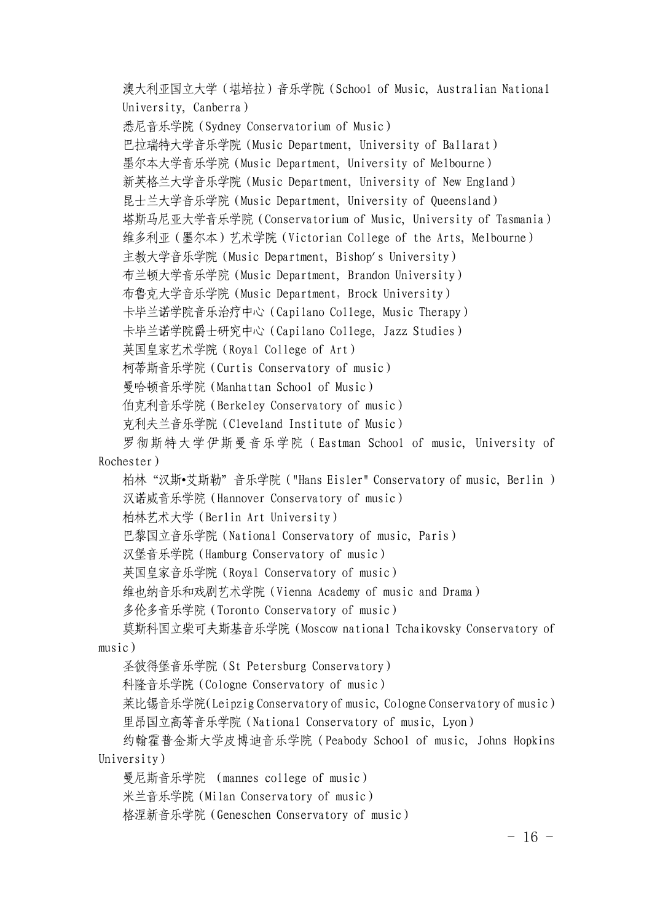澳大利亚国立大学（堪培拉）音乐学院（School of Music, Australian National University, Canberra）

悉尼音乐学院（Sydney Conservatorium of Music）

巴拉瑞特大学音乐学院（Music Department, University of Ballarat）

墨尔本大学音乐学院（Music Department, University of Melbourne）

新英格兰大学音乐学院（Music Department, University of New England）

昆士兰大学音乐学院（Music Department, University of Queensland）

塔斯马尼亚大学音乐学院（Conservatorium of Music, University of Tasmania）

维多利亚（墨尔本）艺术学院（Victorian College of the Arts, Melbourne）

主教大学音乐学院（Music Department, Bishop′s University）

布兰顿大学音乐学院（Music Department, Brandon University）

布鲁克大学音乐学院（Music Department，Brock University）

卡毕兰诺学院音乐治疗中心（Capilano College, Music Therapy）

卡毕兰诺学院爵士研究中心（Capilano College, Jazz Studies）

英国皇家艺术学院（Royal College of Art）

柯蒂斯音乐学院（Curtis Conservatory of music）

曼哈顿音乐学院（Manhattan School of Music）

伯克利音乐学院（Berkeley Conservatory of music）

克利夫兰音乐学院（Cleveland Institute of Music）

罗彻斯特大学伊斯曼音乐学院（Eastman School of music, University of Rochester）

柏林“汉斯•艾斯勒”音乐学院（"Hans Eisler" Conservatory of music, Berlin ）

汉诺威音乐学院（Hannover Conservatory of music）

柏林艺术大学（Berlin Art University）

巴黎国立音乐学院（National Conservatory of music, Paris）

汉堡音乐学院（Hamburg Conservatory of music）

英国皇家音乐学院（Royal Conservatory of music）

维也纳音乐和戏剧艺术学院（Vienna Academy of music and Drama）

多伦多音乐学院（Toronto Conservatory of music）

莫斯科国立柴可夫斯基音乐学院（Moscow national Tchaikovsky Conservatory of music）

圣彼得堡音乐学院（St Petersburg Conservatory）

科隆音乐学院（Cologne Conservatory of music）

莱比锡音乐学院(Leipzig Conservatory of music, Cologne Conservatory of music）

里昂国立高等音乐学院（National Conservatory of music, Lyon）

约翰霍普金斯大学皮博迪音乐学院（Peabody School of music, Johns Hopkins University）

曼尼斯音乐学院 （mannes college of music）

米兰音乐学院（Milan Conservatory of music）

格涅新音乐学院（Geneschen Conservatory of music）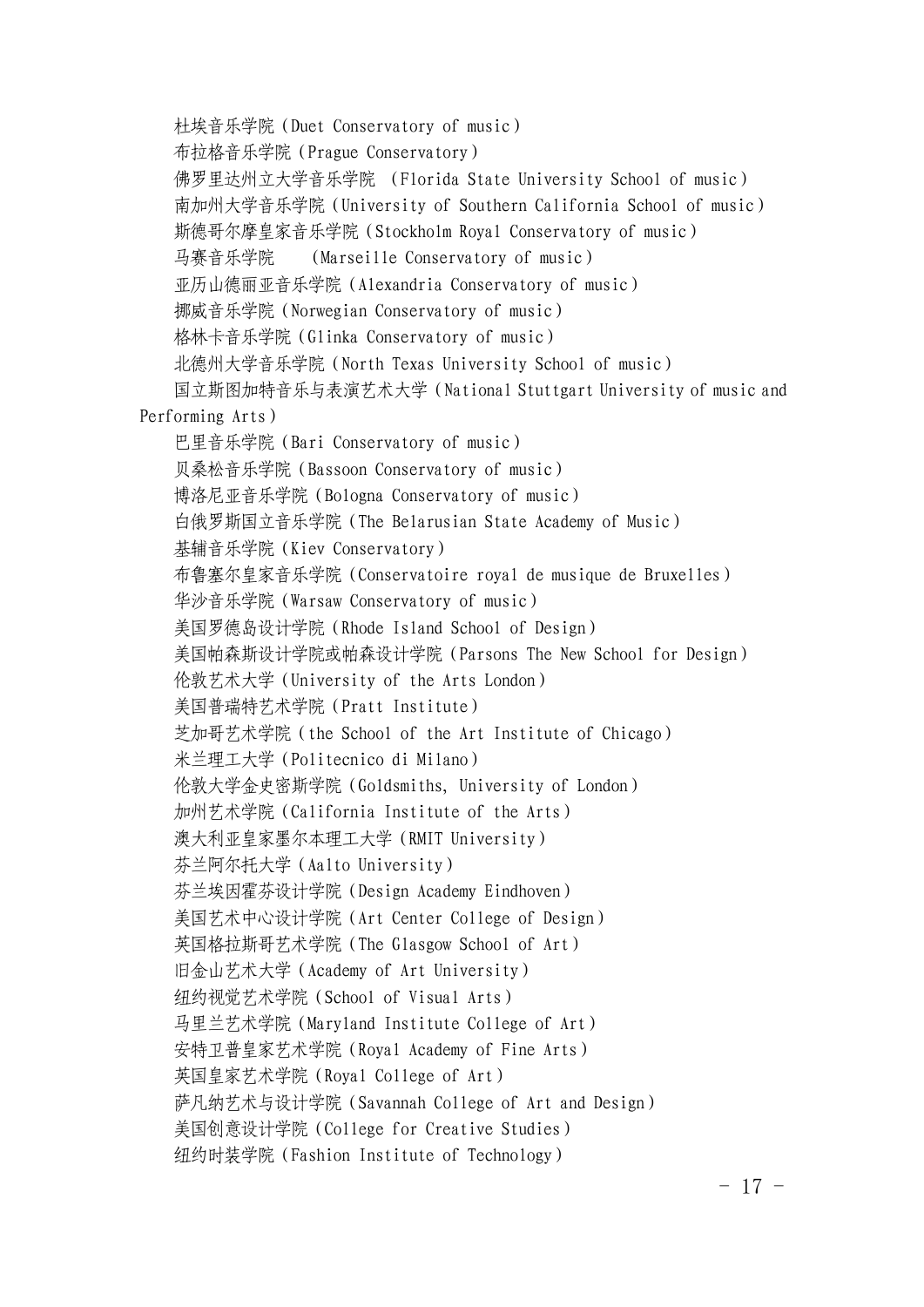杜埃音乐学院（Duet Conservatory of music）

布拉格音乐学院（Prague Conservatory）

佛罗里达州立大学音乐学院 （Florida State University School of music）

南加州大学音乐学院（University of Southern California School of music）

斯德哥尔摩皇家音乐学院（Stockholm Royal Conservatory of music）

马赛音乐学院　　（Marseille Conservatory of music）

亚历山德丽亚音乐学院（Alexandria Conservatory of music）

挪威音乐学院（Norwegian Conservatory of music）

格林卡音乐学院（Glinka Conservatory of music）

北德州大学音乐学院（North Texas University School of music）

国立斯图加特音乐与表演艺术大学（National Stuttgart University of music and Performing Arts）

巴里音乐学院（Bari Conservatory of music）

贝桑松音乐学院（Bassoon Conservatory of music）

博洛尼亚音乐学院（Bologna Conservatory of music）

白俄罗斯国立音乐学院（The Belarusian State Academy of Music）

基辅音乐学院（Kiev Conservatory）

布鲁塞尔皇家音乐学院（Conservatoire royal de musique de Bruxelles）

华沙音乐学院（Warsaw Conservatory of music）

美国罗德岛设计学院（Rhode Island School of Design）

美国帕森斯设计学院或帕森设计学院（Parsons The New School for Design）

伦敦艺术大学（University of the Arts London）

美国普瑞特艺术学院（Pratt Institute）

芝加哥艺术学院（the School of the Art Institute of Chicago）

米兰理工大学（Politecnico di Milano）

伦敦大学金史密斯学院（Goldsmiths, University of London）

加州艺术学院（California Institute of the Arts）

澳大利亚皇家墨尔本理工大学（RMIT University）

芬兰阿尔托大学（Aalto University）

芬兰埃因霍芬设计学院（Design Academy Eindhoven）

美国艺术中心设计学院（Art Center College of Design）

英国格拉斯哥艺术学院（The Glasgow School of Art）

旧金山艺术大学（Academy of Art University）

纽约视觉艺术学院（School of Visual Arts）

马里兰艺术学院（Maryland Institute College of Art）

安特卫普皇家艺术学院（Royal Academy of Fine Arts）

英国皇家艺术学院（Royal College of Art）

萨凡纳艺术与设计学院（Savannah College of Art and Design）

美国创意设计学院（College for Creative Studies）

纽约时装学院（Fashion Institute of Technology）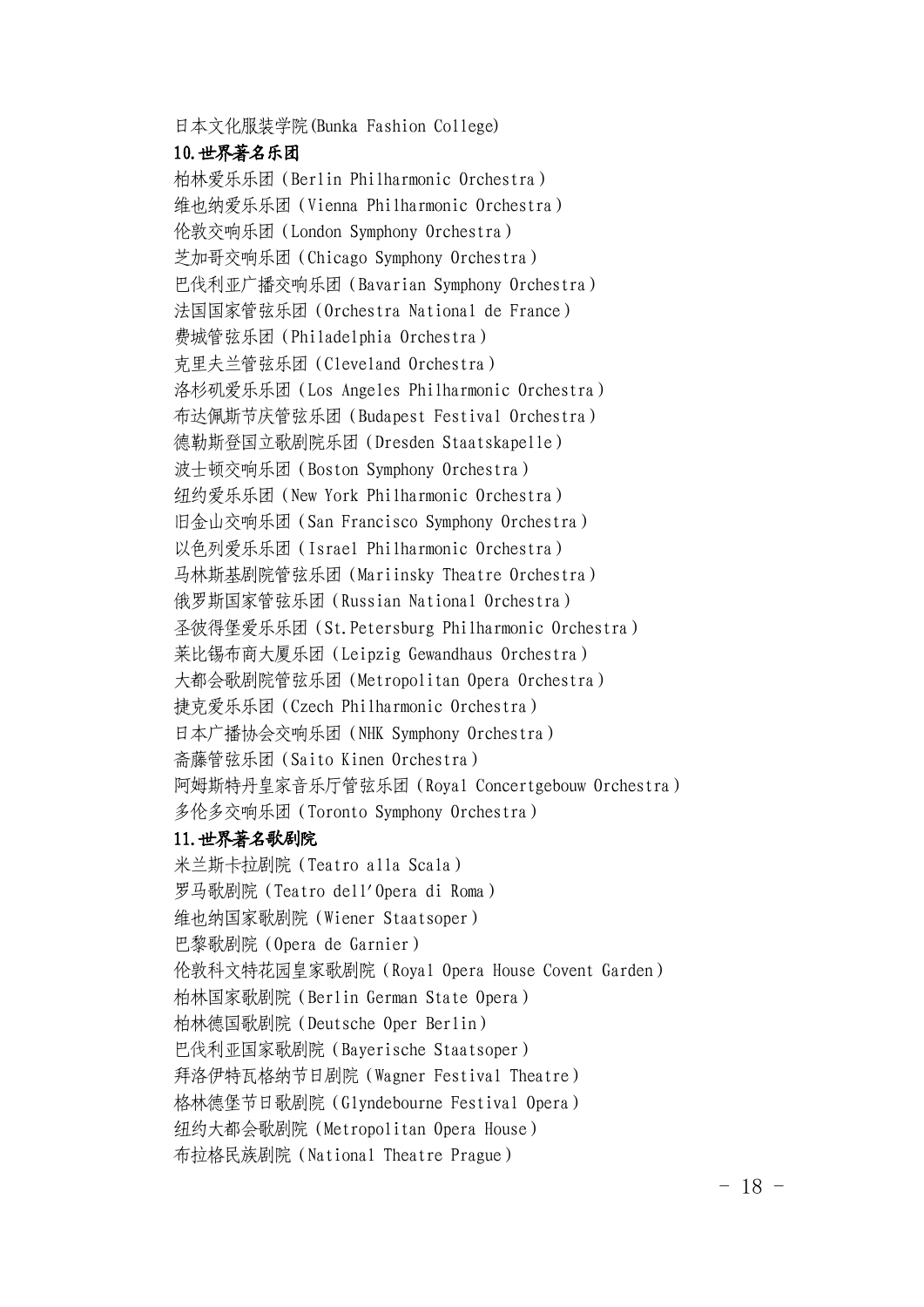日本文化服装学院(Bunka Fashion College)

**10.世界著名乐团**

柏林爱乐乐团（Berlin Philharmonic Orchestra）
维也纳爱乐乐团（Vienna Philharmonic Orchestra）
伦敦交响乐团（London Symphony Orchestra）
芝加哥交响乐团（Chicago Symphony Orchestra）
巴伐利亚广播交响乐团（Bavarian Symphony Orchestra）
法国国家管弦乐团（Orchestra National de France）
费城管弦乐团（Philadelphia Orchestra）
克里夫兰管弦乐团（Cleveland Orchestra）
洛杉矶爱乐乐团（Los Angeles Philharmonic Orchestra）
布达佩斯节庆管弦乐团（Budapest Festival Orchestra）
德勒斯登国立歌剧院乐团（Dresden Staatskapelle）
波士顿交响乐团（Boston Symphony Orchestra）
纽约爱乐乐团（New York Philharmonic Orchestra）
旧金山交响乐团（San Francisco Symphony Orchestra）
以色列爱乐乐团（Israel Philharmonic Orchestra）
马林斯基剧院管弦乐团（Mariinsky Theatre Orchestra）
俄罗斯国家管弦乐团（Russian National Orchestra）
圣彼得堡爱乐乐团（St.Petersburg Philharmonic Orchestra）
莱比锡布商大厦乐团（Leipzig Gewandhaus Orchestra）
大都会歌剧院管弦乐团（Metropolitan Opera Orchestra）
捷克爱乐乐团（Czech Philharmonic Orchestra）
日本广播协会交响乐团（NHK Symphony Orchestra）
斋藤管弦乐团（Saito Kinen Orchestra）
阿姆斯特丹皇家音乐厅管弦乐团（Royal Concertgebouw Orchestra）
多伦多交响乐团（Toronto Symphony Orchestra）

**11.世界著名歌剧院**

米兰斯卡拉剧院（Teatro alla Scala）
罗马歌剧院（Teatro dell'Opera di Roma）
维也纳国家歌剧院（Wiener Staatsoper）
巴黎歌剧院（Opera de Garnier）
伦敦科文特花园皇家歌剧院（Royal Opera House Covent Garden）
柏林国家歌剧院（Berlin German State Opera）
柏林德国歌剧院（Deutsche Oper Berlin）
巴伐利亚国家歌剧院（Bayerische Staatsoper）
拜洛伊特瓦格纳节日剧院（Wagner Festival Theatre）
格林德堡节日歌剧院（Glyndebourne Festival Opera）
纽约大都会歌剧院（Metropolitan Opera House）
布拉格民族剧院（National Theatre Prague）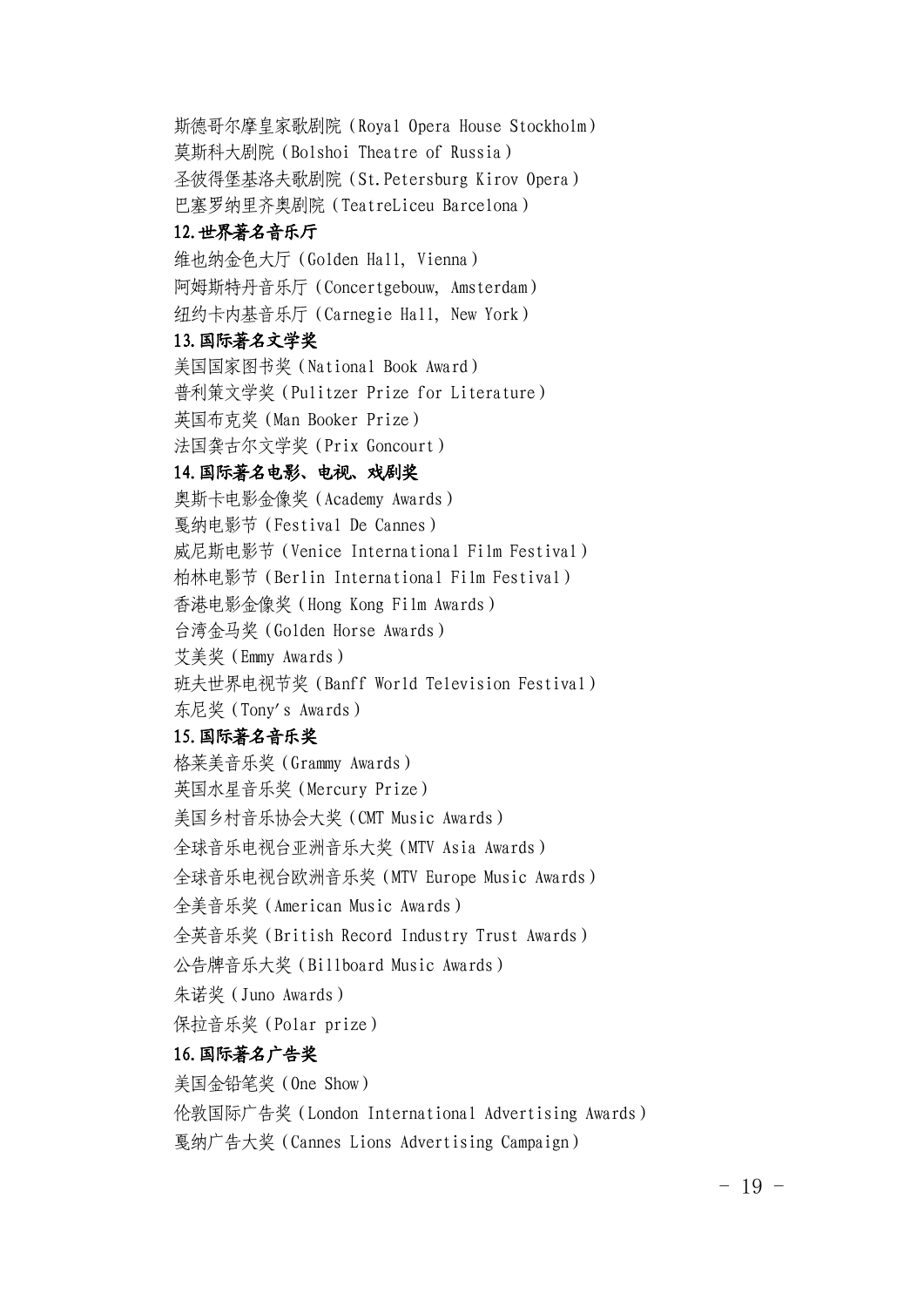斯德哥尔摩皇家歌剧院（Royal Opera House Stockholm）

莫斯科大剧院（Bolshoi Theatre of Russia）

圣彼得堡基洛夫歌剧院（St.Petersburg Kirov Opera）

巴塞罗纳里齐奥剧院（TeatreLiceu Barcelona）

**12.世界著名音乐厅**

维也纳金色大厅（Golden Hall, Vienna）

阿姆斯特丹音乐厅（Concertgebouw, Amsterdam）

纽约卡内基音乐厅（Carnegie Hall, New York）

**13.国际著名文学奖**

美国国家图书奖（National Book Award）

普利策文学奖（Pulitzer Prize for Literature）

英国布克奖（Man Booker Prize）

法国龚古尔文学奖（Prix Goncourt）

**14.国际著名电影、电视、戏剧奖**

奥斯卡电影金像奖（Academy Awards）

戛纳电影节（Festival De Cannes）

威尼斯电影节（Venice International Film Festival）

柏林电影节（Berlin International Film Festival）

香港电影金像奖（Hong Kong Film Awards）

台湾金马奖（Golden Horse Awards）

艾美奖（Emmy Awards）

班夫世界电视节奖（Banff World Television Festival）

东尼奖（Tony's Awards）

**15.国际著名音乐奖**

格莱美音乐奖（Grammy Awards）

英国水星音乐奖（Mercury Prize）

美国乡村音乐协会大奖（CMT Music Awards）

全球音乐电视台亚洲音乐大奖（MTV Asia Awards）

全球音乐电视台欧洲音乐奖（MTV Europe Music Awards）

全美音乐奖（American Music Awards）

全英音乐奖（British Record Industry Trust Awards）

公告牌音乐大奖（Billboard Music Awards）

朱诺奖（Juno Awards）

保拉音乐奖（Polar prize）

**16.国际著名广告奖**

美国金铅笔奖（One Show）

伦敦国际广告奖（London International Advertising Awards）

戛纳广告大奖（Cannes Lions Advertising Campaign）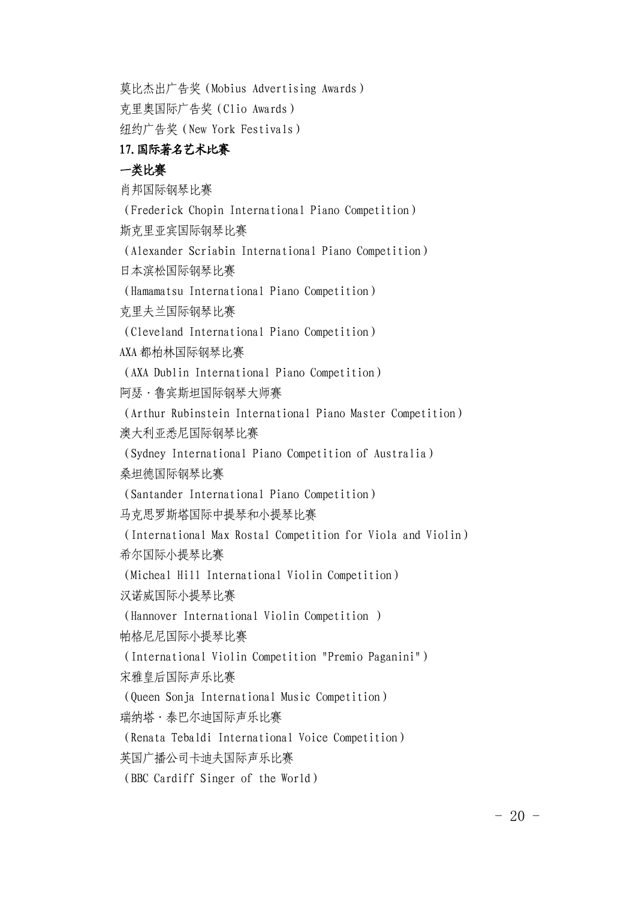莫比杰出广告奖（Mobius Advertising Awards）

克里奥国际广告奖（Clio Awards）

纽约广告奖（New York Festivals）

**17.国际著名艺术比赛**

**一类比赛**

肖邦国际钢琴比赛

（Frederick Chopin International Piano Competition）

斯克里亚宾国际钢琴比赛

（Alexander Scriabin International Piano Competition）

日本滨松国际钢琴比赛

（Hamamatsu International Piano Competition）

克里夫兰国际钢琴比赛

（Cleveland International Piano Competition）

AXA 都柏林国际钢琴比赛

（AXA Dublin International Piano Competition）

阿瑟·鲁宾斯坦国际钢琴大师赛

（Arthur Rubinstein International Piano Master Competition）

澳大利亚悉尼国际钢琴比赛

（Sydney International Piano Competition of Australia）

桑坦德国际钢琴比赛

（Santander International Piano Competition）

马克思罗斯塔国际中提琴和小提琴比赛

（International Max Rostal Competition for Viola and Violin）

希尔国际小提琴比赛

（Micheal Hill International Violin Competition）

汉诺威国际小提琴比赛

（Hannover International Violin Competition ）

帕格尼尼国际小提琴比赛

（International Violin Competition "Premio Paganini"）

宋雅皇后国际声乐比赛

（Queen Sonja International Music Competition）

瑞纳塔·泰巴尔迪国际声乐比赛

（Renata Tebaldi International Voice Competition）

英国广播公司卡迪夫国际声乐比赛

（BBC Cardiff Singer of the World）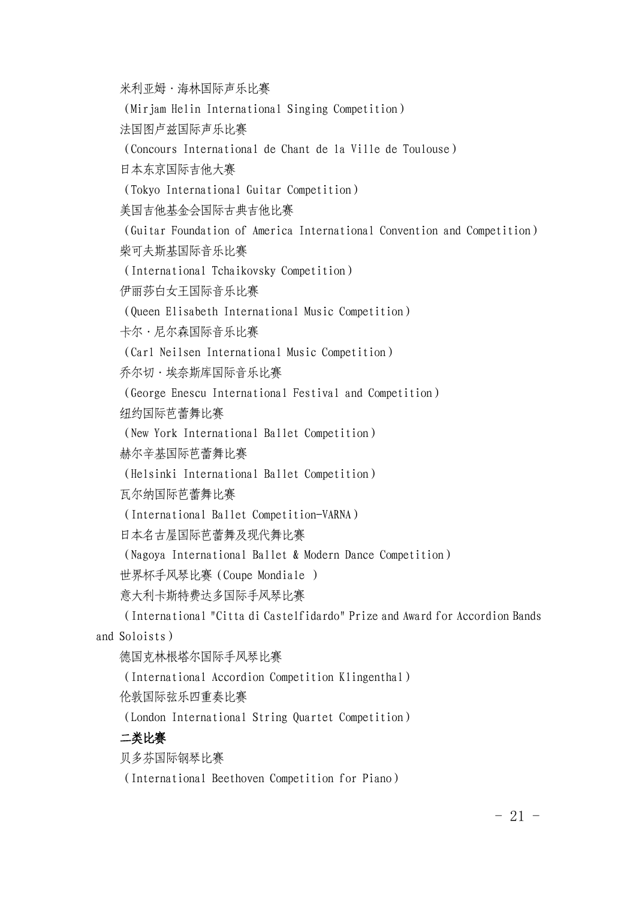米利亚姆·海林国际声乐比赛

（Mirjam Helin International Singing Competition）

法国图卢兹国际声乐比赛

（Concours International de Chant de la Ville de Toulouse）

日本东京国际吉他大赛

（Tokyo International Guitar Competition）

美国吉他基金会国际古典吉他比赛

（Guitar Foundation of America International Convention and Competition）

柴可夫斯基国际音乐比赛

（International Tchaikovsky Competition）

伊丽莎白女王国际音乐比赛

（Queen Elisabeth International Music Competition）

卡尔·尼尔森国际音乐比赛

（Carl Neilsen International Music Competition）

乔尔切·埃奈斯库国际音乐比赛

（George Enescu International Festival and Competition）

纽约国际芭蕾舞比赛

（New York International Ballet Competition）

赫尔辛基国际芭蕾舞比赛

（Helsinki International Ballet Competition）

瓦尔纳国际芭蕾舞比赛

（International Ballet Competition-VARNA）

日本名古屋国际芭蕾舞及现代舞比赛

（Nagoya International Ballet & Modern Dance Competition）

世界杯手风琴比赛（Coupe Mondiale ）

意大利卡斯特费达多国际手风琴比赛

（International "Citta di Castelfidardo" Prize and Award for Accordion Bands and Soloists）

德国克林根塔尔国际手风琴比赛

（International Accordion Competition Klingenthal）

伦敦国际弦乐四重奏比赛

（London International String Quartet Competition）

**二类比赛**

贝多芬国际钢琴比赛

（International Beethoven Competition for Piano）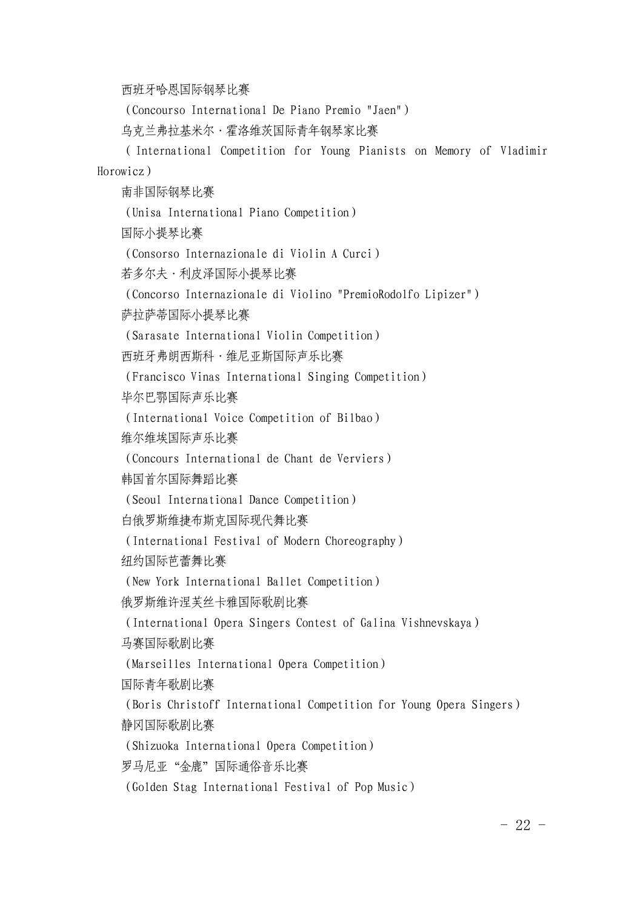西班牙哈恩国际钢琴比赛

（Concourso International De Piano Premio "Jaen"）

乌克兰弗拉基米尔·霍洛维茨国际青年钢琴家比赛

（International Competition for Young Pianists on Memory of Vladimir Horowicz）

南非国际钢琴比赛

（Unisa International Piano Competition）

国际小提琴比赛

（Consorso Internazionale di Violin A Curci）

若多尔夫·利皮泽国际小提琴比赛

（Concorso Internazionale di Violino "PremioRodolfo Lipizer"）

萨拉萨蒂国际小提琴比赛

（Sarasate International Violin Competition）

西班牙弗朗西斯科·维尼亚斯国际声乐比赛

（Francisco Vinas International Singing Competition）

毕尔巴鄂国际声乐比赛

（International Voice Competition of Bilbao）

维尔维埃国际声乐比赛

（Concours International de Chant de Verviers）

韩国首尔国际舞蹈比赛

（Seoul International Dance Competition）

白俄罗斯维捷布斯克国际现代舞比赛

（International Festival of Modern Choreography）

纽约国际芭蕾舞比赛

（New York International Ballet Competition）

俄罗斯维许涅芙丝卡雅国际歌剧比赛

（International Opera Singers Contest of Galina Vishnevskaya）

马赛国际歌剧比赛

（Marseilles International Opera Competition）

国际青年歌剧比赛

（Boris Christoff International Competition for Young Opera Singers）

静冈国际歌剧比赛

（Shizuoka International Opera Competition）

罗马尼亚“金鹿”国际通俗音乐比赛

（Golden Stag International Festival of Pop Music）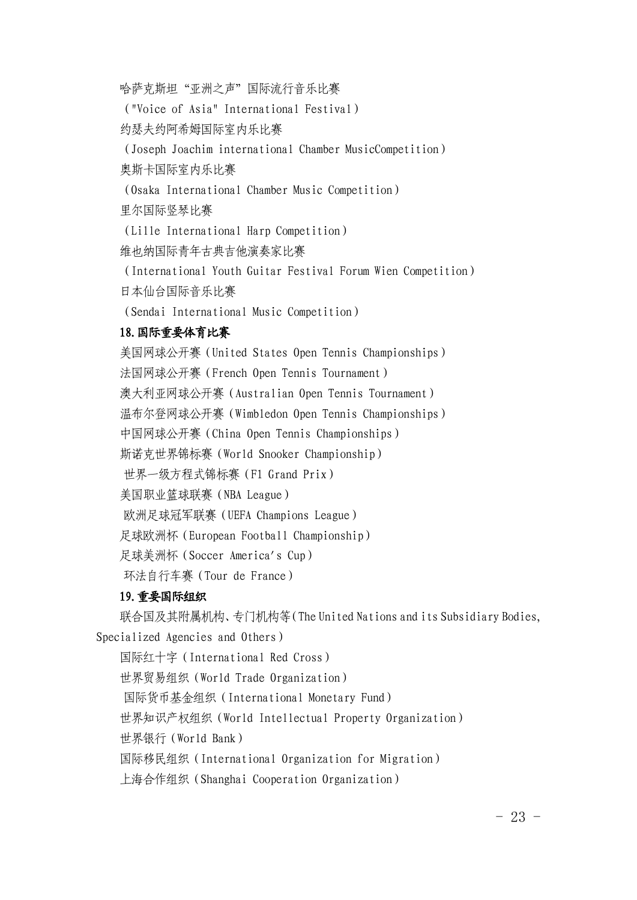哈萨克斯坦“亚洲之声”国际流行音乐比赛

("Voice of Asia" International Festival)

约瑟夫约阿希姆国际室内乐比赛

(Joseph Joachim international Chamber MusicCompetition)

奥斯卡国际室内乐比赛

(Osaka International Chamber Music Competition)

里尔国际竖琴比赛

(Lille International Harp Competition)

维也纳国际青年古典吉他演奏家比赛

(International Youth Guitar Festival Forum Wien Competition)

日本仙台国际音乐比赛

(Sendai International Music Competition)

**18.国际重要体育比赛**

美国网球公开赛(United States Open Tennis Championships)

法国网球公开赛(French Open Tennis Tournament)

澳大利亚网球公开赛(Australian Open Tennis Tournament)

温布尔登网球公开赛(Wimbledon Open Tennis Championships)

中国网球公开赛(China Open Tennis Championships)

斯诺克世界锦标赛(World Snooker Championship)

世界一级方程式锦标赛(F1 Grand Prix)

美国职业篮球联赛(NBA League)

欧洲足球冠军联赛(UEFA Champions League)

足球欧洲杯(European Football Championship)

足球美洲杯(Soccer America's Cup)

环法自行车赛(Tour de France)

**19.重要国际组织**

联合国及其附属机构、专门机构等(The United Nations and its Subsidiary Bodies, Specialized Agencies and Others)

国际红十字(International Red Cross)

世界贸易组织(World Trade Organization)

国际货币基金组织(International Monetary Fund)

世界知识产权组织(World Intellectual Property Organization)

世界银行(World Bank)

国际移民组织(International Organization for Migration)

上海合作组织(Shanghai Cooperation Organization)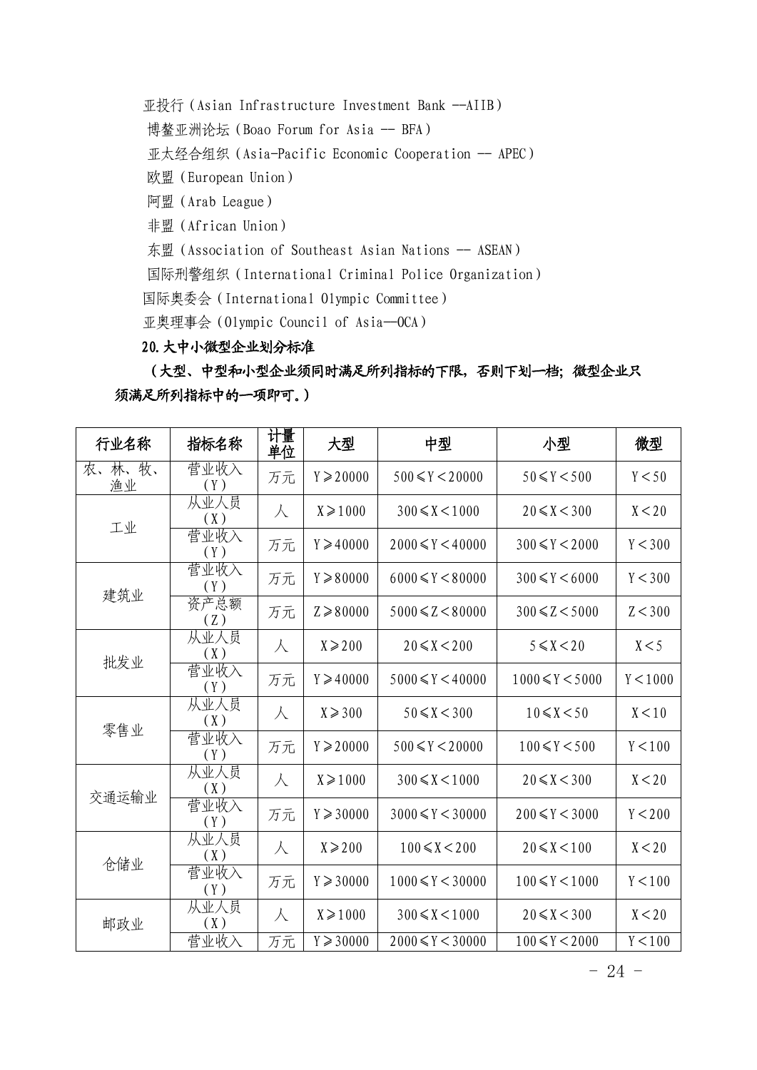亚投行（Asian Infrastructure Investment Bank --AIIB）

博鳌亚洲论坛（Boao Forum for Asia -- BFA）

亚太经合组织（Asia-Pacific Economic Cooperation -- APEC）

欧盟（European Union）

阿盟（Arab League）

非盟（African Union）

东盟（Association of Southeast Asian Nations -- ASEAN）

国际刑警组织（International Criminal Police Organization）

国际奥委会（International Olympic Committee）

亚奥理事会（Olympic Council of Asia—OCA）

**20.大中小微型企业划分标准**

**（大型、中型和小型企业须同时满足所列指标的下限，否则下划一档；微型企业只须满足所列指标中的一项即可。）**

| 行业名称 | 指标名称 | 计量单位 | 大型 | 中型 | 小型 | 微型 |
|---|---|---|---|---|---|---|
| 农、林、牧、渔业 | 营业收入（Y） | 万元 | Y≥20000 | 500≤Y＜20000 | 50≤Y＜500 | Y＜50 |
| 工业 | 从业人员（X） | 人 | X≥1000 | 300≤X＜1000 | 20≤X＜300 | X＜20 |
| | 营业收入（Y） | 万元 | Y≥40000 | 2000≤Y＜40000 | 300≤Y＜2000 | Y＜300 |
| 建筑业 | 营业收入（Y） | 万元 | Y≥80000 | 6000≤Y＜80000 | 300≤Y＜6000 | Y＜300 |
| | 资产总额（Z） | 万元 | Z≥80000 | 5000≤Z＜80000 | 300≤Z＜5000 | Z＜300 |
| 批发业 | 从业人员（X） | 人 | X≥200 | 20≤X＜200 | 5≤X＜20 | X＜5 |
| | 营业收入（Y） | 万元 | Y≥40000 | 5000≤Y＜40000 | 1000≤Y＜5000 | Y＜1000 |
| 零售业 | 从业人员（X） | 人 | X≥300 | 50≤X＜300 | 10≤X＜50 | X＜10 |
| | 营业收入（Y） | 万元 | Y≥20000 | 500≤Y＜20000 | 100≤Y＜500 | Y＜100 |
| 交通运输业 | 从业人员（X） | 人 | X≥1000 | 300≤X＜1000 | 20≤X＜300 | X＜20 |
| | 营业收入（Y） | 万元 | Y≥30000 | 3000≤Y＜30000 | 200≤Y＜3000 | Y＜200 |
| 仓储业 | 从业人员（X） | 人 | X≥200 | 100≤X＜200 | 20≤X＜100 | X＜20 |
| | 营业收入（Y） | 万元 | Y≥30000 | 1000≤Y＜30000 | 100≤Y＜1000 | Y＜100 |
| 邮政业 | 从业人员（X） | 人 | X≥1000 | 300≤X＜1000 | 20≤X＜300 | X＜20 |
| | 营业收入 | 万元 | Y≥30000 | 2000≤Y＜30000 | 100≤Y＜2000 | Y＜100 |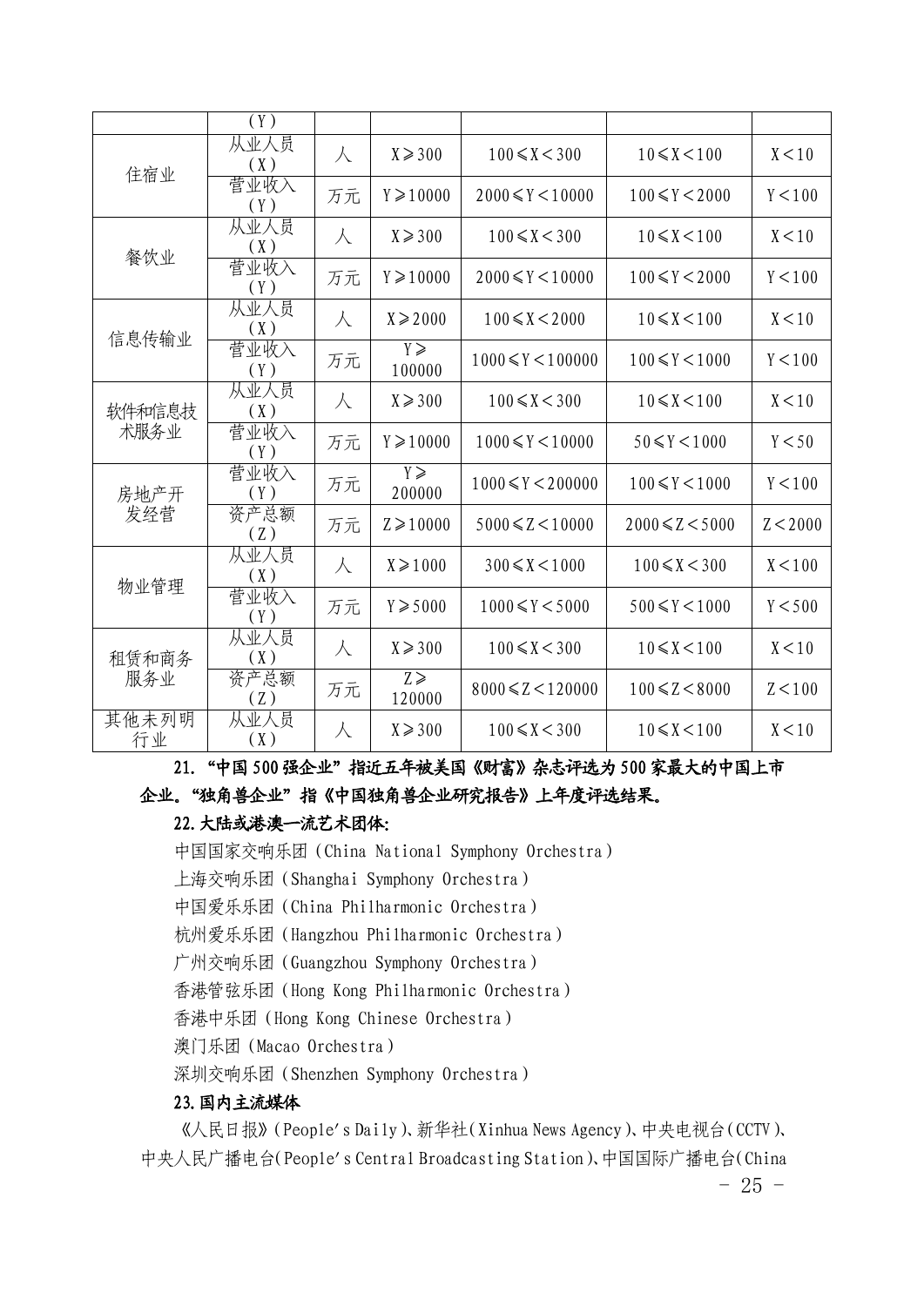| | （Y） | | | | | |
|---|---|---|---|---|---|---|
| 住宿业 | 从业人员（X） | 人 | X≥300 | 100≤X＜300 | 10≤X＜100 | X＜10 |
| | 营业收入（Y） | 万元 | Y≥10000 | 2000≤Y＜10000 | 100≤Y＜2000 | Y＜100 |
| 餐饮业 | 从业人员（X） | 人 | X≥300 | 100≤X＜300 | 10≤X＜100 | X＜10 |
| | 营业收入（Y） | 万元 | Y≥10000 | 2000≤Y＜10000 | 100≤Y＜2000 | Y＜100 |
| 信息传输业 | 从业人员（X） | 人 | X≥2000 | 100≤X＜2000 | 10≤X＜100 | X＜10 |
| | 营业收入（Y） | 万元 | Y≥100000 | 1000≤Y＜100000 | 100≤Y＜1000 | Y＜100 |
| 软件和信息技术服务业 | 从业人员（X） | 人 | X≥300 | 100≤X＜300 | 10≤X＜100 | X＜10 |
| | 营业收入（Y） | 万元 | Y≥10000 | 1000≤Y＜10000 | 50≤Y＜1000 | Y＜50 |
| 房地产开发经营 | 营业收入（Y） | 万元 | Y≥200000 | 1000≤Y＜200000 | 100≤Y＜1000 | Y＜100 |
| | 资产总额（Z） | 万元 | Z≥10000 | 5000≤Z＜10000 | 2000≤Z＜5000 | Z＜2000 |
| 物业管理 | 从业人员（X） | 人 | X≥1000 | 300≤X＜1000 | 100≤X＜300 | X＜100 |
| | 营业收入（Y） | 万元 | Y≥5000 | 1000≤Y＜5000 | 500≤Y＜1000 | Y＜500 |
| 租赁和商务服务业 | 从业人员（X） | 人 | X≥300 | 100≤X＜300 | 10≤X＜100 | X＜10 |
| | 资产总额（Z） | 万元 | Z≥120000 | 8000≤Z＜120000 | 100≤Z＜8000 | Z＜100 |
| 其他未列明行业 | 从业人员（X） | 人 | X≥300 | 100≤X＜300 | 10≤X＜100 | X＜10 |

**21.“中国500强企业”指近五年被美国《财富》杂志评选为500家最大的中国上市企业。“独角兽企业”指《中国独角兽企业研究报告》上年度评选结果。**

**22.大陆或港澳一流艺术团体:**

中国国家交响乐团（China National Symphony Orchestra）

上海交响乐团（Shanghai Symphony Orchestra）

中国爱乐乐团（China Philharmonic Orchestra）

杭州爱乐乐团（Hangzhou Philharmonic Orchestra）

广州交响乐团（Guangzhou Symphony Orchestra）

香港管弦乐团（Hong Kong Philharmonic Orchestra）

香港中乐团（Hong Kong Chinese Orchestra）

澳门乐团（Macao Orchestra）

深圳交响乐团（Shenzhen Symphony Orchestra）

**23.国内主流媒体**

《人民日报》(People's Daily)、新华社(Xinhua News Agency)、中央电视台(CCTV)、中央人民广播电台(People's Central Broadcasting Station)、中国国际广播电台(China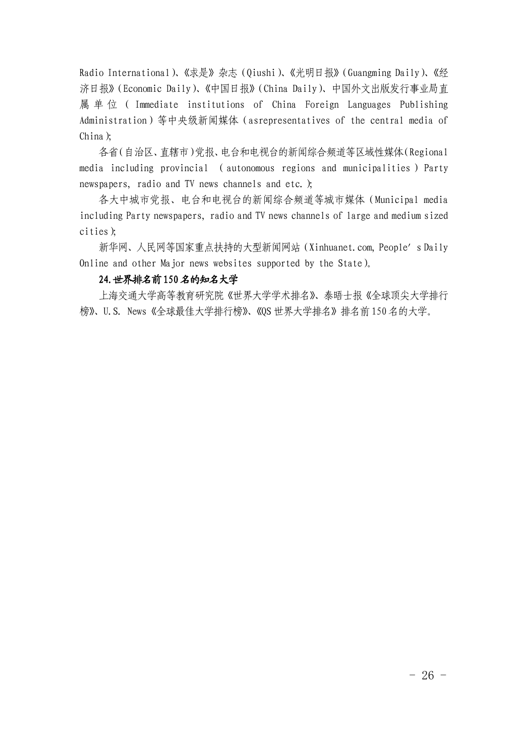Radio International)、《求是》杂志(Qiushi)、《光明日报》(Guangming Daily)、《经济日报》(Economic Daily)、《中国日报》(China Daily)、中国外文出版发行事业局直属单位(Immediate institutions of China Foreign Languages Publishing Administration)等中央级新闻媒体(asrepresentatives of the central media of China);

各省(自治区、直辖市)党报、电台和电视台的新闻综合频道等区域性媒体(Regional media including provincial (autonomous regions and municipalities) Party newspapers, radio and TV news channels and etc.);

各大中城市党报、电台和电视台的新闻综合频道等城市媒体(Municipal media including Party newspapers, radio and TV news channels of large and medium sized cities);

新华网、人民网等国家重点扶持的大型新闻网站(Xinhuanet.com, People's Daily Online and other Major news websites supported by the State)。

**24.世界排名前150名的知名大学**

上海交通大学高等教育研究院《世界大学学术排名》、泰晤士报《全球顶尖大学排行榜》、U.S. News《全球最佳大学排行榜》、《QS世界大学排名》排名前150名的大学。